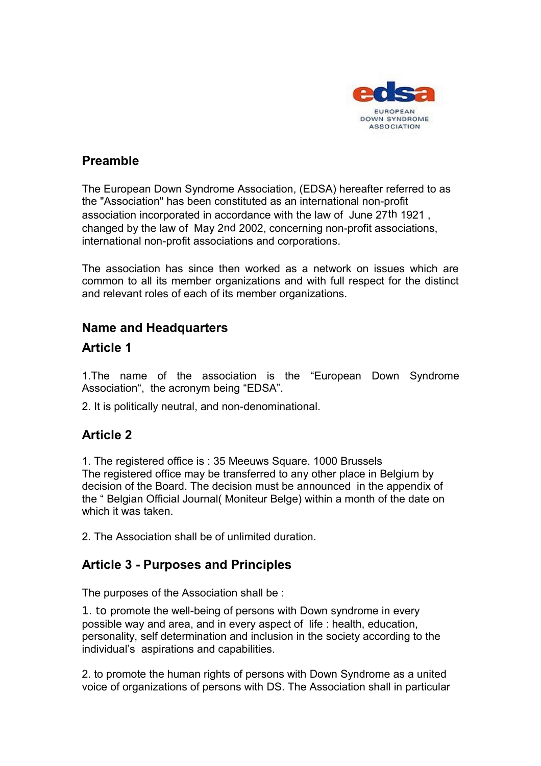## Preamble

The European Down Syndrome Association, (EDSA) hereafter referred to as the "Association" has been constituted as an international non-profit association incorporated in accordance with the law of June 27th 1921 , changed by the law of May 2nd 2002, concerning non-profit associations, international non-profit associations and corporations.

The association has since then worked as a network on issues which are common to all its member organizations and with full respect for the distinct and relevant roles of each of its member organizations.

## Name and Headquarters

### Article 1

1.The name of the association is the “European Down Syndrome Association“, the acronym being “EDSA”.

2. It is politically neutral, and non-denominational.

### Article 2

1. The registered office is : 35 Meeuws Square. 1000 Brussels
The registered office may be transferred to any other place in Belgium by decision of the Board. The decision must be announced in the appendix of the “ Belgian Official Journal( Moniteur Belge) within a month of the date on which it was taken.

2. The Association shall be of unlimited duration.

### Article 3 - Purposes and Principles

The purposes of the Association shall be :

1. to promote the well-being of persons with Down syndrome in every possible way and area, and in every aspect of life : health, education, personality, self determination and inclusion in the society according to the individual’s aspirations and capabilities.

2. to promote the human rights of persons with Down Syndrome as a united voice of organizations of persons with DS. The Association shall in particular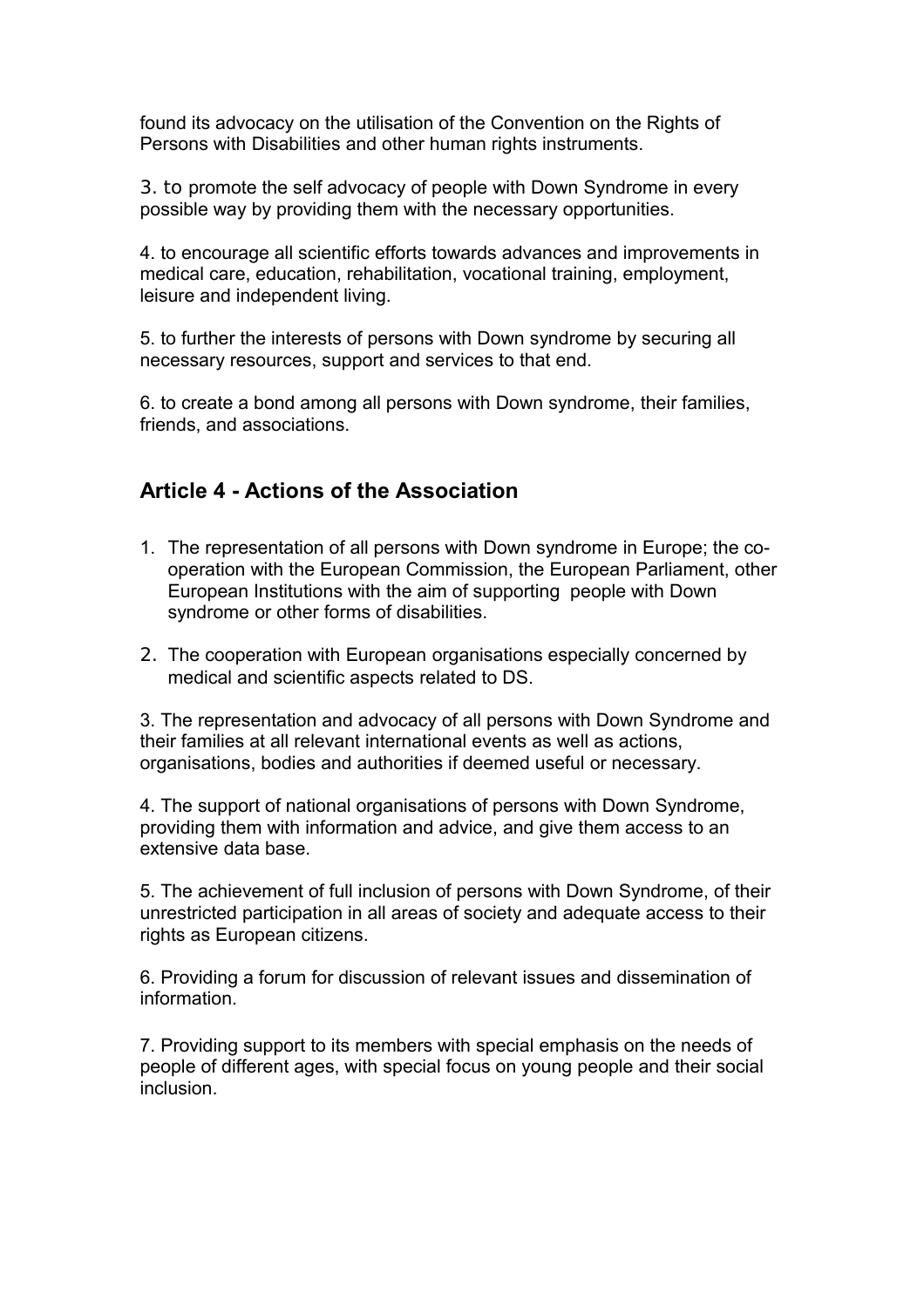found its advocacy on the utilisation of the Convention on the Rights of Persons with Disabilities and other human rights instruments.

3. to promote the self advocacy of people with Down Syndrome in every possible way by providing them with the necessary opportunities.

4. to encourage all scientific efforts towards advances and improvements in medical care, education, rehabilitation, vocational training, employment, leisure and independent living.

5. to further the interests of persons with Down syndrome by securing all necessary resources, support and services to that end.

6. to create a bond among all persons with Down syndrome, their families, friends, and associations.

## Article 4 - Actions of the Association

1. The representation of all persons with Down syndrome in Europe; the co-operation with the European Commission, the European Parliament, other European Institutions with the aim of supporting people with Down syndrome or other forms of disabilities.

2. The cooperation with European organisations especially concerned by medical and scientific aspects related to DS.

3. The representation and advocacy of all persons with Down Syndrome and their families at all relevant international events as well as actions, organisations, bodies and authorities if deemed useful or necessary.

4. The support of national organisations of persons with Down Syndrome, providing them with information and advice, and give them access to an extensive data base.

5. The achievement of full inclusion of persons with Down Syndrome, of their unrestricted participation in all areas of society and adequate access to their rights as European citizens.

6. Providing a forum for discussion of relevant issues and dissemination of information.

7. Providing support to its members with special emphasis on the needs of people of different ages, with special focus on young people and their social inclusion.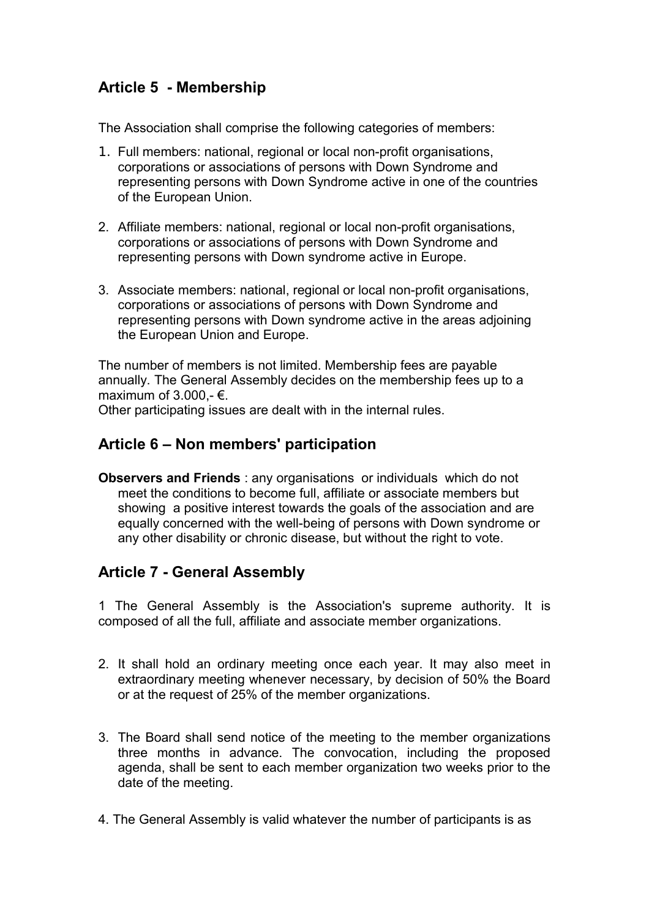## Article 5 - Membership

The Association shall comprise the following categories of members:

1. Full members: national, regional or local non-profit organisations, corporations or associations of persons with Down Syndrome and representing persons with Down Syndrome active in one of the countries of the European Union.

2. Affiliate members: national, regional or local non-profit organisations, corporations or associations of persons with Down Syndrome and representing persons with Down syndrome active in Europe.

3. Associate members: national, regional or local non-profit organisations, corporations or associations of persons with Down Syndrome and representing persons with Down syndrome active in the areas adjoining the European Union and Europe.

The number of members is not limited. Membership fees are payable annually. The General Assembly decides on the membership fees up to a maximum of 3.000,- €.
Other participating issues are dealt with in the internal rules.

## Article 6 – Non members' participation

**Observers and Friends** : any organisations or individuals which do not meet the conditions to become full, affiliate or associate members but showing a positive interest towards the goals of the association and are equally concerned with the well-being of persons with Down syndrome or any other disability or chronic disease, but without the right to vote.

## Article 7 - General Assembly

1 The General Assembly is the Association's supreme authority. It is composed of all the full, affiliate and associate member organizations.

2. It shall hold an ordinary meeting once each year. It may also meet in extraordinary meeting whenever necessary, by decision of 50% the Board or at the request of 25% of the member organizations.

3. The Board shall send notice of the meeting to the member organizations three months in advance. The convocation, including the proposed agenda, shall be sent to each member organization two weeks prior to the date of the meeting.

4. The General Assembly is valid whatever the number of participants is as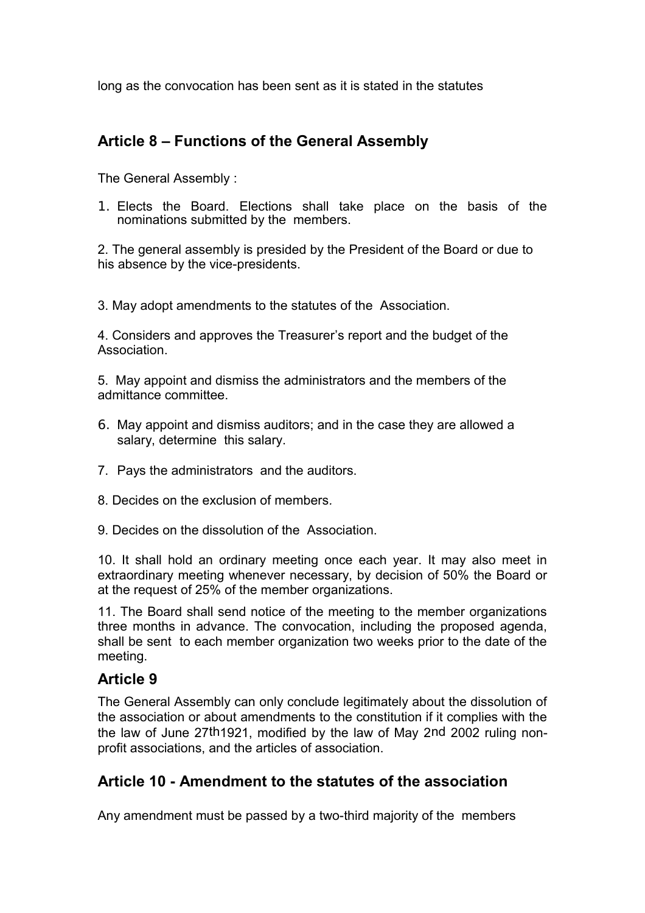long as the convocation has been sent as it is stated in the statutes

## Article 8 – Functions of the General Assembly

The General Assembly :

1. Elects the Board. Elections shall take place on the basis of the nominations submitted by the members.

2. The general assembly is presided by the President of the Board or due to his absence by the vice-presidents.

3. May adopt amendments to the statutes of the Association.

4. Considers and approves the Treasurer's report and the budget of the Association.

5. May appoint and dismiss the administrators and the members of the admittance committee.

6. May appoint and dismiss auditors; and in the case they are allowed a salary, determine this salary.

7. Pays the administrators and the auditors.

8. Decides on the exclusion of members.

9. Decides on the dissolution of the Association.

10. It shall hold an ordinary meeting once each year. It may also meet in extraordinary meeting whenever necessary, by decision of 50% the Board or at the request of 25% of the member organizations.

11. The Board shall send notice of the meeting to the member organizations three months in advance. The convocation, including the proposed agenda, shall be sent to each member organization two weeks prior to the date of the meeting.

## Article 9

The General Assembly can only conclude legitimately about the dissolution of the association or about amendments to the constitution if it complies with the the law of June 27th1921, modified by the law of May 2nd 2002 ruling non-profit associations, and the articles of association.

## Article 10 - Amendment to the statutes of the association

Any amendment must be passed by a two-third majority of the members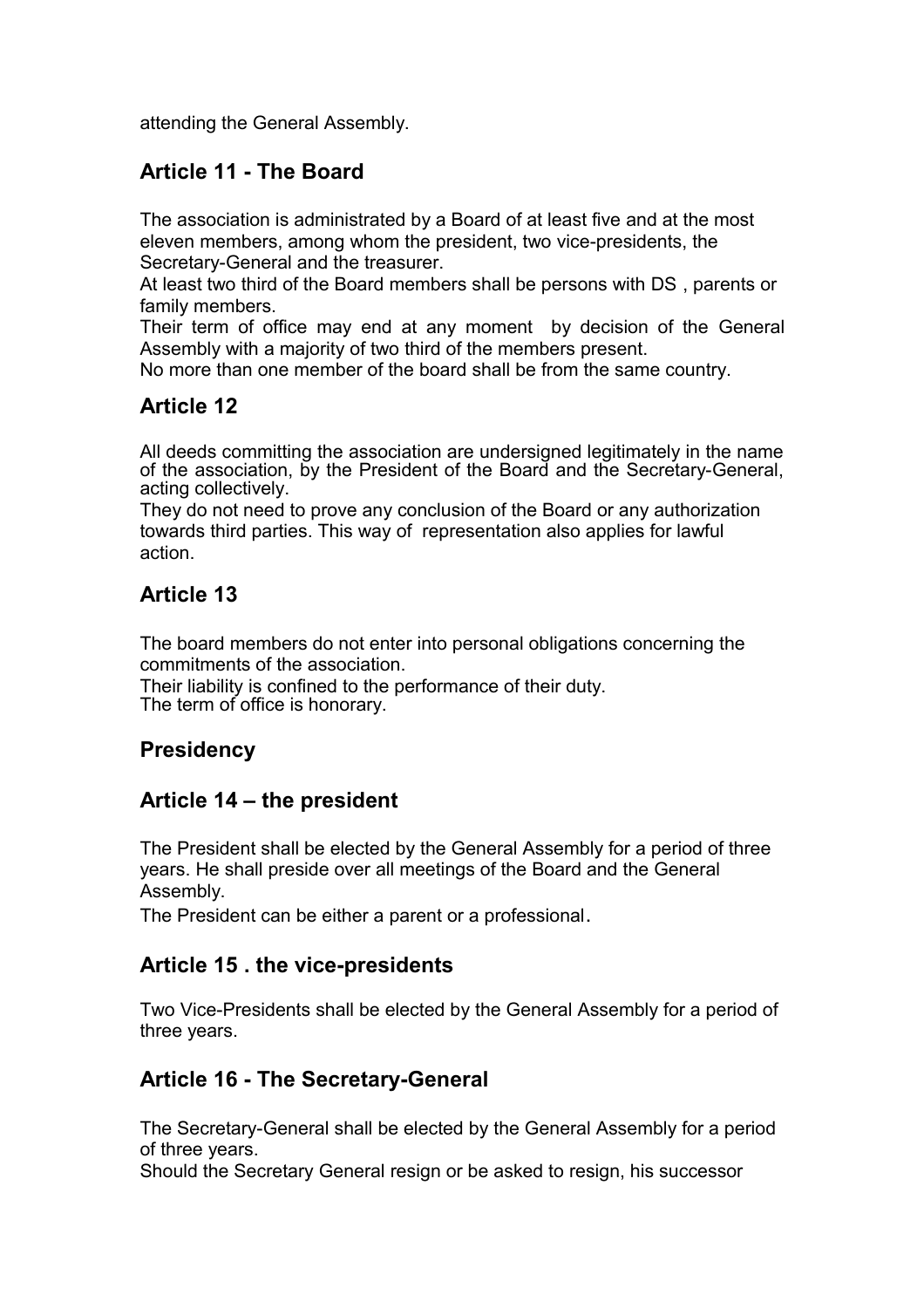attending the General Assembly.

## Article 11 - The Board

The association is administrated by a Board of at least five and at the most eleven members, among whom the president, two vice-presidents, the Secretary-General and the treasurer.

At least two third of the Board members shall be persons with DS , parents or family members.

Their term of office may end at any moment by decision of the General Assembly with a majority of two third of the members present.

No more than one member of the board shall be from the same country.

## Article 12

All deeds committing the association are undersigned legitimately in the name of the association, by the President of the Board and the Secretary-General, acting collectively.

They do not need to prove any conclusion of the Board or any authorization towards third parties. This way of representation also applies for lawful action.

## Article 13

The board members do not enter into personal obligations concerning the commitments of the association.

Their liability is confined to the performance of their duty.

The term of office is honorary.

## Presidency

## Article 14 – the president

The President shall be elected by the General Assembly for a period of three years. He shall preside over all meetings of the Board and the General Assembly.

The President can be either a parent or a professional.

## Article 15 . the vice-presidents

Two Vice-Presidents shall be elected by the General Assembly for a period of three years.

## Article 16 - The Secretary-General

The Secretary-General shall be elected by the General Assembly for a period of three years.

Should the Secretary General resign or be asked to resign, his successor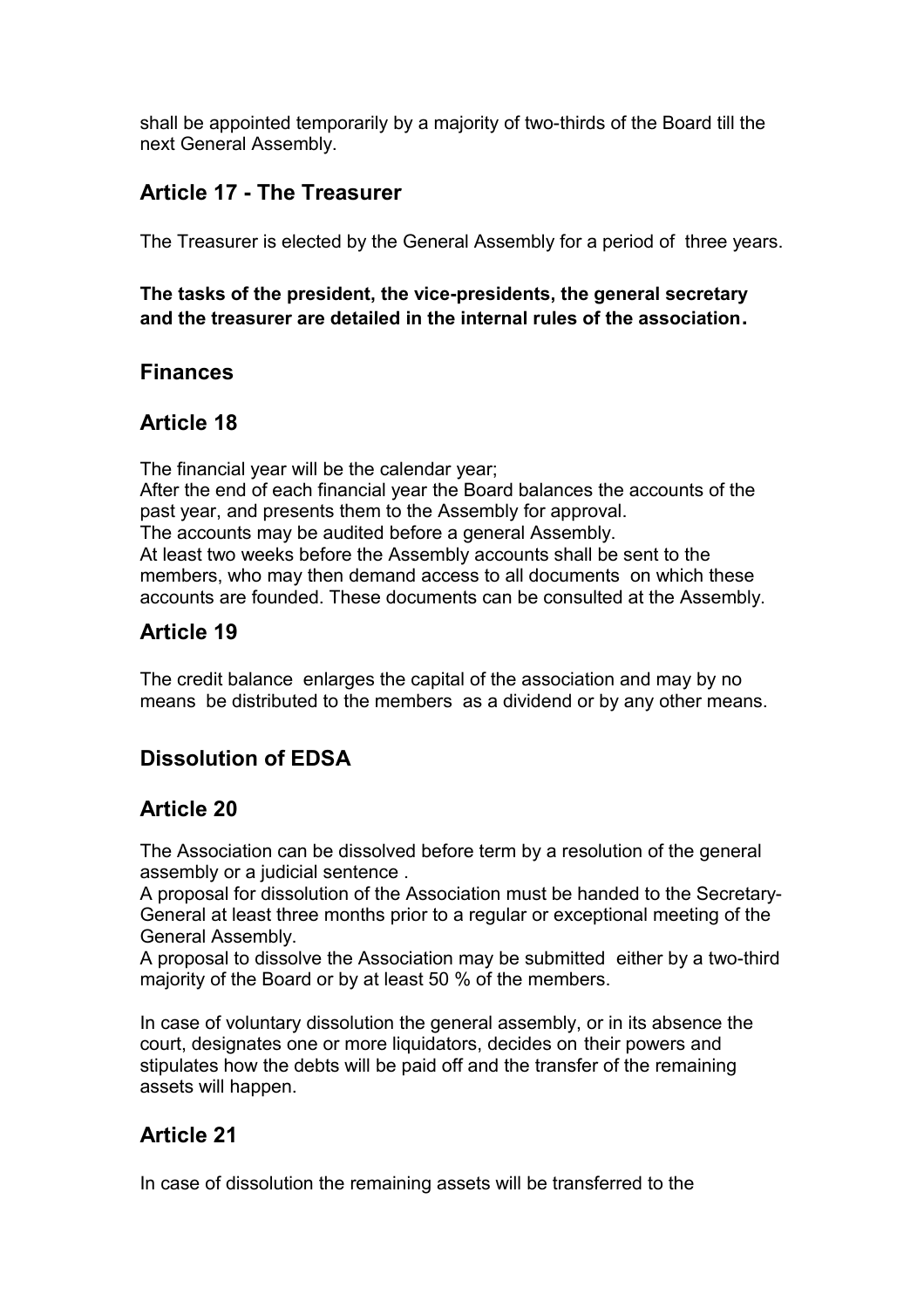shall be appointed temporarily by a majority of two-thirds of the Board till the next General Assembly.

## Article 17 - The Treasurer

The Treasurer is elected by the General Assembly for a period of three years.

**The tasks of the president, the vice-presidents, the general secretary and the treasurer are detailed in the internal rules of the association.**

## Finances

## Article 18

The financial year will be the calendar year;
After the end of each financial year the Board balances the accounts of the past year, and presents them to the Assembly for approval.
The accounts may be audited before a general Assembly.
At least two weeks before the Assembly accounts shall be sent to the members, who may then demand access to all documents on which these accounts are founded. These documents can be consulted at the Assembly.

## Article 19

The credit balance enlarges the capital of the association and may by no means be distributed to the members as a dividend or by any other means.

## Dissolution of EDSA

## Article 20

The Association can be dissolved before term by a resolution of the general assembly or a judicial sentence .
A proposal for dissolution of the Association must be handed to the Secretary-General at least three months prior to a regular or exceptional meeting of the General Assembly.
A proposal to dissolve the Association may be submitted either by a two-third majority of the Board or by at least 50 % of the members.

In case of voluntary dissolution the general assembly, or in its absence the court, designates one or more liquidators, decides on their powers and stipulates how the debts will be paid off and the transfer of the remaining assets will happen.

## Article 21

In case of dissolution the remaining assets will be transferred to the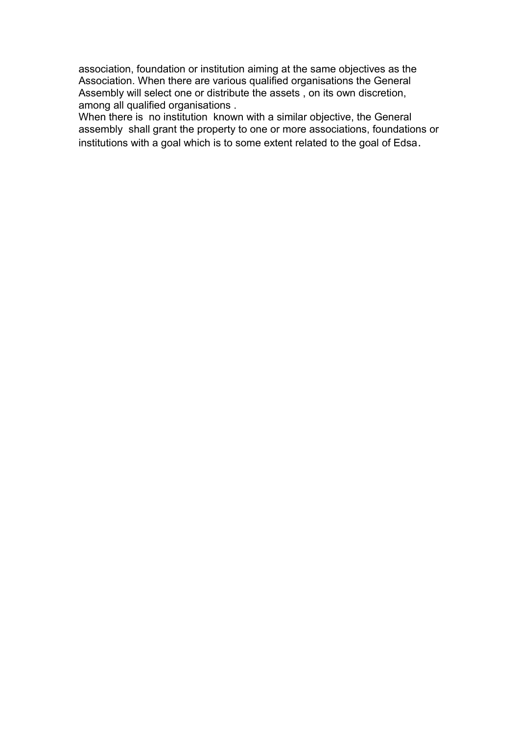association, foundation or institution aiming at the same objectives as the Association. When there are various qualified organisations the General Assembly will select one or distribute the assets , on its own discretion, among all qualified organisations .

When there is no institution known with a similar objective, the General assembly shall grant the property to one or more associations, foundations or institutions with a goal which is to some extent related to the goal of Edsa.